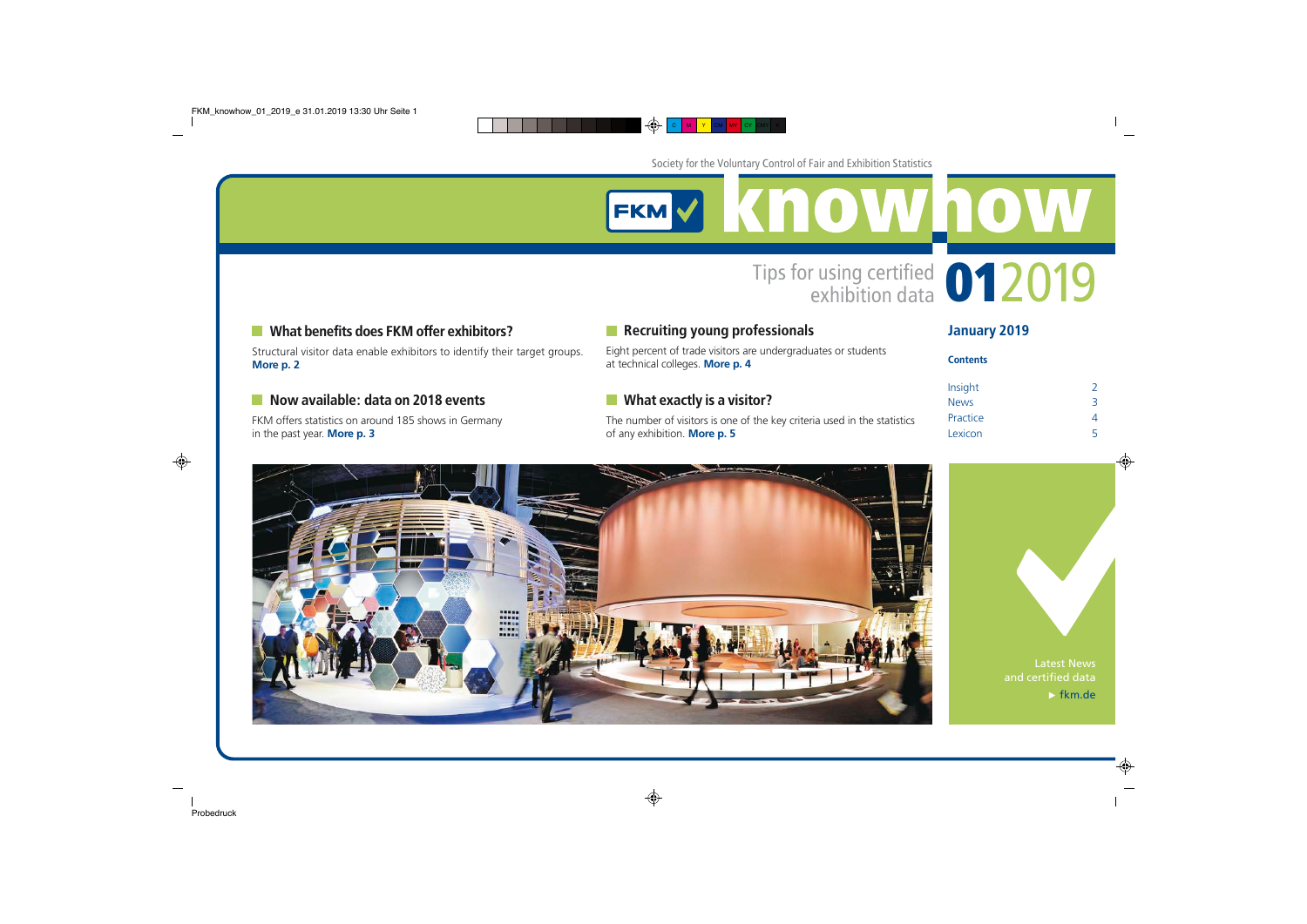Society for the Voluntary Control of Fair and Exhibition Statistics

# FKM knowhow

Tips for using certified exhibition data **01**2019

## What benefits does FKM offer exhibitors?

Structural visitor data enable exhibitors to identify their target groups. **More p. 2**

## Now available: data on 2018 events

FKM offers statistics on around 185 shows in Germany in the past year. **More p. 3**

## Recruiting young professionals

Eight percent of trade visitors are undergraduates or students at technical colleges. **More p. 4**

## What exactly is a visitor?

The number of visitors is one of the key criteria used in the statistics of any exhibition. **More p. 5**

## January 2019

**Contents**

| | |
|---|---|
| Insight | 2 |
| News | 3 |
| Practice | 4 |
| Lexicon | 5 |

Latest News and certified data

▸ fkm.de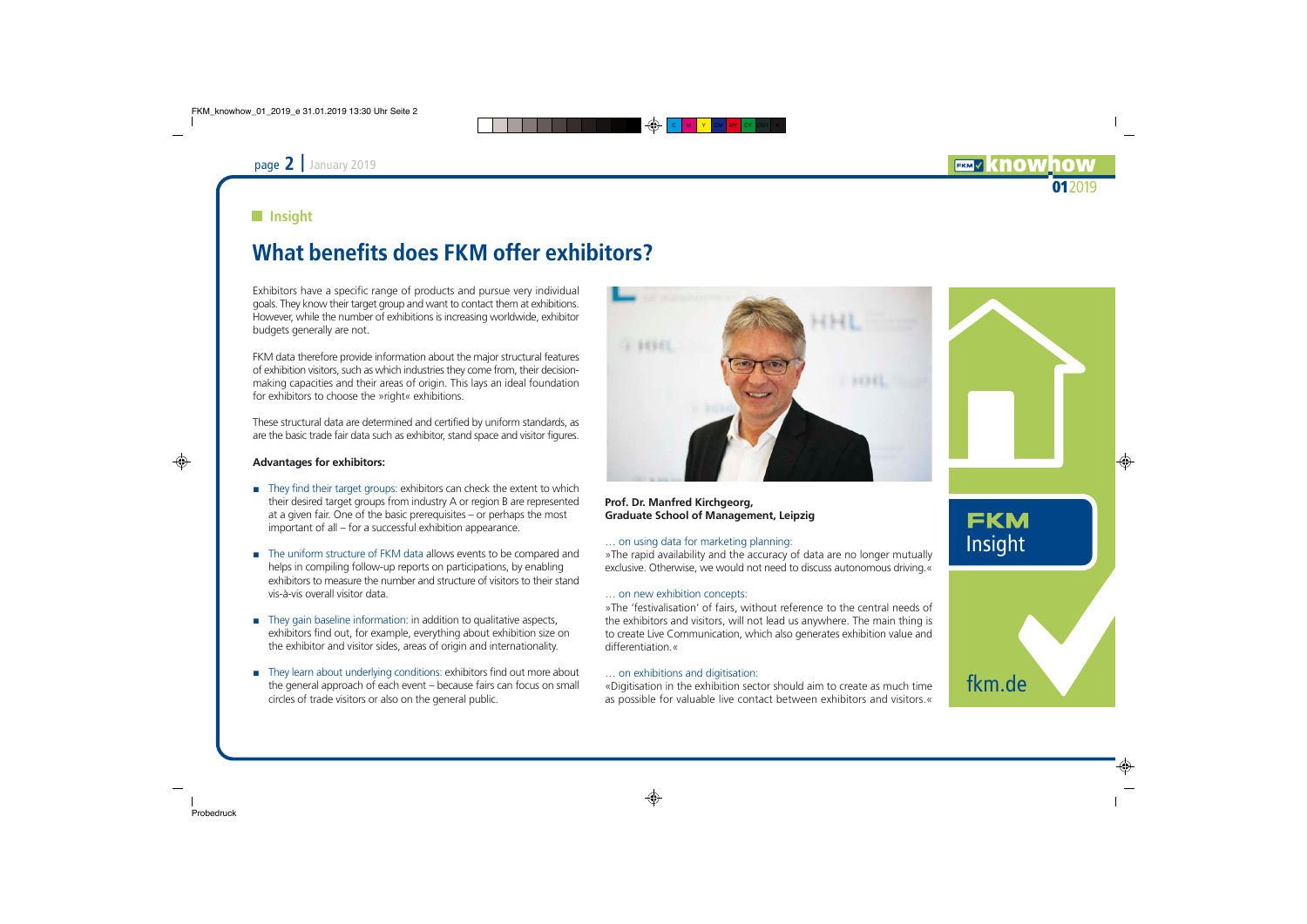## Insight

# What benefits does FKM offer exhibitors?

Exhibitors have a specific range of products and pursue very individual goals. They know their target group and want to contact them at exhibitions. However, while the number of exhibitions is increasing worldwide, exhibitor budgets generally are not.

FKM data therefore provide information about the major structural features of exhibition visitors, such as which industries they come from, their decision-making capacities and their areas of origin. This lays an ideal foundation for exhibitors to choose the »right« exhibitions.

These structural data are determined and certified by uniform standards, as are the basic trade fair data such as exhibitor, stand space and visitor figures.

**Advantages for exhibitors:**

- They find their target groups: exhibitors can check the extent to which their desired target groups from industry A or region B are represented at a given fair. One of the basic prerequisites – or perhaps the most important of all – for a successful exhibition appearance.
- The uniform structure of FKM data allows events to be compared and helps in compiling follow-up reports on participations, by enabling exhibitors to measure the number and structure of visitors to their stand vis-à-vis overall visitor data.
- They gain baseline information: in addition to qualitative aspects, exhibitors find out, for example, everything about exhibition size on the exhibitor and visitor sides, areas of origin and internationality.
- They learn about underlying conditions: exhibitors find out more about the general approach of each event – because fairs can focus on small circles of trade visitors or also on the general public.

**Prof. Dr. Manfred Kirchgeorg, Graduate School of Management, Leipzig**

… on using data for marketing planning:
»The rapid availability and the accuracy of data are no longer mutually exclusive. Otherwise, we would not need to discuss autonomous driving.«

… on new exhibition concepts:
»The 'festivalisation' of fairs, without reference to the central needs of the exhibitors and visitors, will not lead us anywhere. The main thing is to create Live Communication, which also generates exhibition value and differentiation.«

… on exhibitions and digitisation:
«Digitisation in the exhibition sector should aim to create as much time as possible for valuable live contact between exhibitors and visitors.«

**FKM** Insight

fkm.de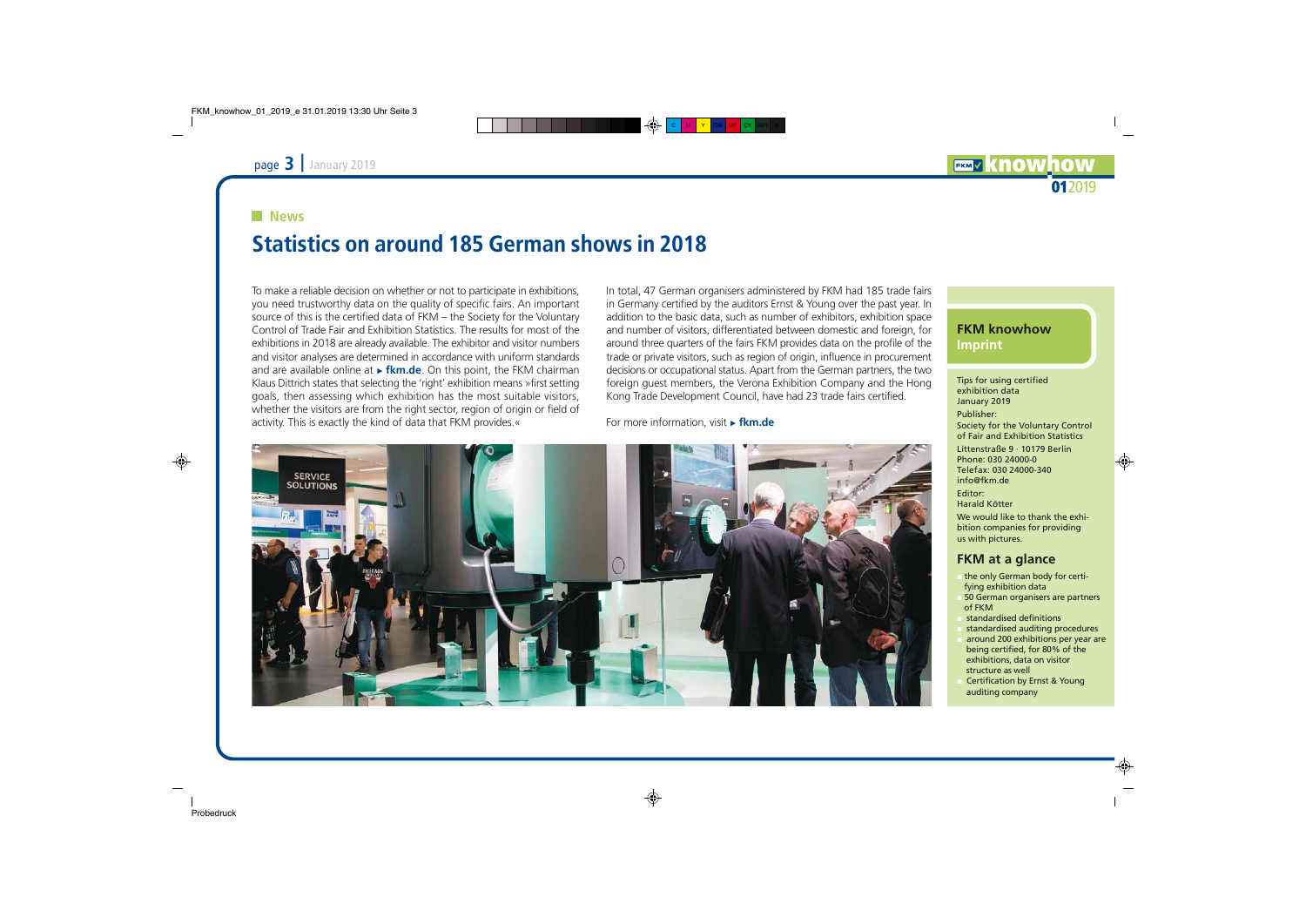## News

# Statistics on around 185 German shows in 2018

To make a reliable decision on whether or not to participate in exhibitions, you need trustworthy data on the quality of specific fairs. An important source of this is the certified data of FKM – the Society for the Voluntary Control of Trade Fair and Exhibition Statistics. The results for most of the exhibitions in 2018 are already available. The exhibitor and visitor numbers and visitor analyses are determined in accordance with uniform standards and are available online at ▸ **fkm.de**. On this point, the FKM chairman Klaus Dittrich states that selecting the 'right' exhibition means »first setting goals, then assessing which exhibition has the most suitable visitors, whether the visitors are from the right sector, region of origin or field of activity. This is exactly the kind of data that FKM provides.«

In total, 47 German organisers administered by FKM had 185 trade fairs in Germany certified by the auditors Ernst & Young over the past year. In addition to the basic data, such as number of exhibitors, exhibition space and number of visitors, differentiated between domestic and foreign, for around three quarters of the fairs FKM provides data on the profile of the trade or private visitors, such as region of origin, influence in procurement decisions or occupational status. Apart from the German partners, the two foreign guest members, the Verona Exhibition Company and the Hong Kong Trade Development Council, have had 23 trade fairs certified.

For more information, visit ▸ **fkm.de**

## FKM knowhow Imprint

Tips for using certified exhibition data
January 2019

Publisher:
Society for the Voluntary Control of Fair and Exhibition Statistics
Littenstraße 9 · 10179 Berlin
Phone: 030 24000-0
Telefax: 030 24000-340
info@fkm.de

Editor:
Harald Kötter

We would like to thank the exhibition companies for providing us with pictures.

## FKM at a glance

- the only German body for certifying exhibition data
- 50 German organisers are partners of FKM
- standardised definitions
- standardised auditing procedures
- around 200 exhibitions per year are being certified, for 80% of the exhibitions, data on visitor structure as well
- Certification by Ernst & Young auditing company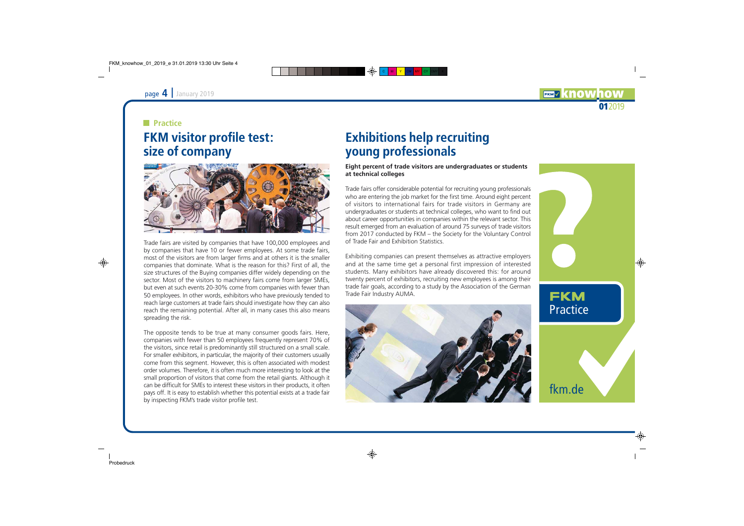## Practice

# FKM visitor profile test: size of company

Trade fairs are visited by companies that have 100,000 employees and by companies that have 10 or fewer employees. At some trade fairs, most of the visitors are from larger firms and at others it is the smaller companies that dominate. What is the reason for this? First of all, the size structures of the Buying companies differ widely depending on the sector. Most of the visitors to machinery fairs come from larger SMEs, but even at such events 20-30% come from companies with fewer than 50 employees. In other words, exhibitors who have previously tended to reach large customers at trade fairs should investigate how they can also reach the remaining potential. After all, in many cases this also means spreading the risk.

The opposite tends to be true at many consumer goods fairs. Here, companies with fewer than 50 employees frequently represent 70% of the visitors, since retail is predominantly still structured on a small scale. For smaller exhibitors, in particular, the majority of their customers usually come from this segment. However, this is often associated with modest order volumes. Therefore, it is often much more interesting to look at the small proportion of visitors that come from the retail giants. Although it can be difficult for SMEs to interest these visitors in their products, it often pays off. It is easy to establish whether this potential exists at a trade fair by inspecting FKM's trade visitor profile test.

# Exhibitions help recruiting young professionals

**Eight percent of trade visitors are undergraduates or students at technical colleges**

Trade fairs offer considerable potential for recruiting young professionals who are entering the job market for the first time. Around eight percent of visitors to international fairs for trade visitors in Germany are undergraduates or students at technical colleges, who want to find out about career opportunities in companies within the relevant sector. This result emerged from an evaluation of around 75 surveys of trade visitors from 2017 conducted by FKM – the Society for the Voluntary Control of Trade Fair and Exhibition Statistics.

Exhibiting companies can present themselves as attractive employers and at the same time get a personal first impression of interested students. Many exhibitors have already discovered this: for around twenty percent of exhibitors, recruiting new employees is among their trade fair goals, according to a study by the Association of the German Trade Fair Industry AUMA.

FKM Practice

fkm.de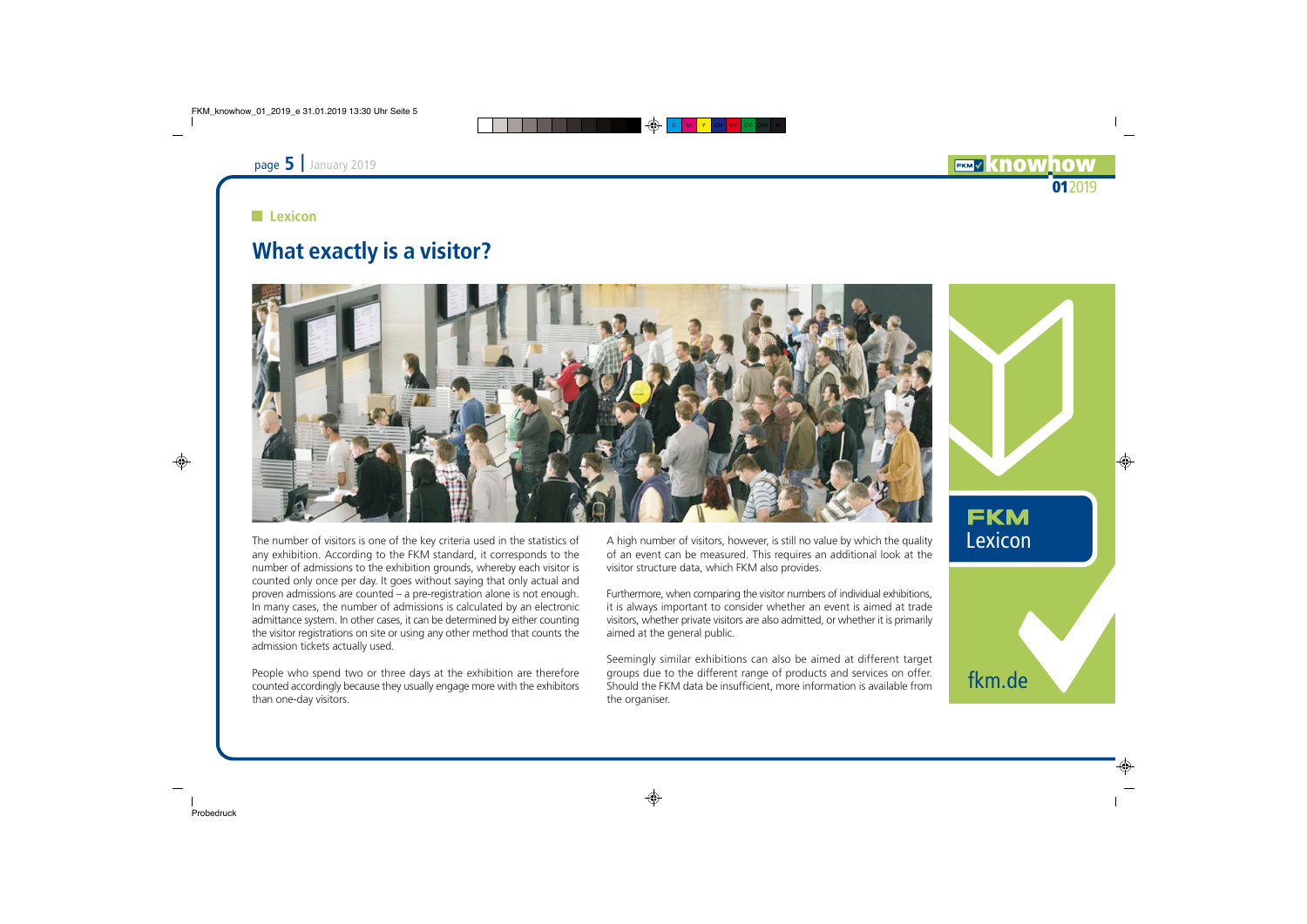## Lexicon

# What exactly is a visitor?

The number of visitors is one of the key criteria used in the statistics of any exhibition. According to the FKM standard, it corresponds to the number of admissions to the exhibition grounds, whereby each visitor is counted only once per day. It goes without saying that only actual and proven admissions are counted – a pre-registration alone is not enough. In many cases, the number of admissions is calculated by an electronic admittance system. In other cases, it can be determined by either counting the visitor registrations on site or using any other method that counts the admission tickets actually used.

People who spend two or three days at the exhibition are therefore counted accordingly because they usually engage more with the exhibitors than one-day visitors.

A high number of visitors, however, is still no value by which the quality of an event can be measured. This requires an additional look at the visitor structure data, which FKM also provides.

Furthermore, when comparing the visitor numbers of individual exhibitions, it is always important to consider whether an event is aimed at trade visitors, whether private visitors are also admitted, or whether it is primarily aimed at the general public.

Seemingly similar exhibitions can also be aimed at different target groups due to the different range of products and services on offer. Should the FKM data be insufficient, more information is available from the organiser.

FKM Lexicon

fkm.de